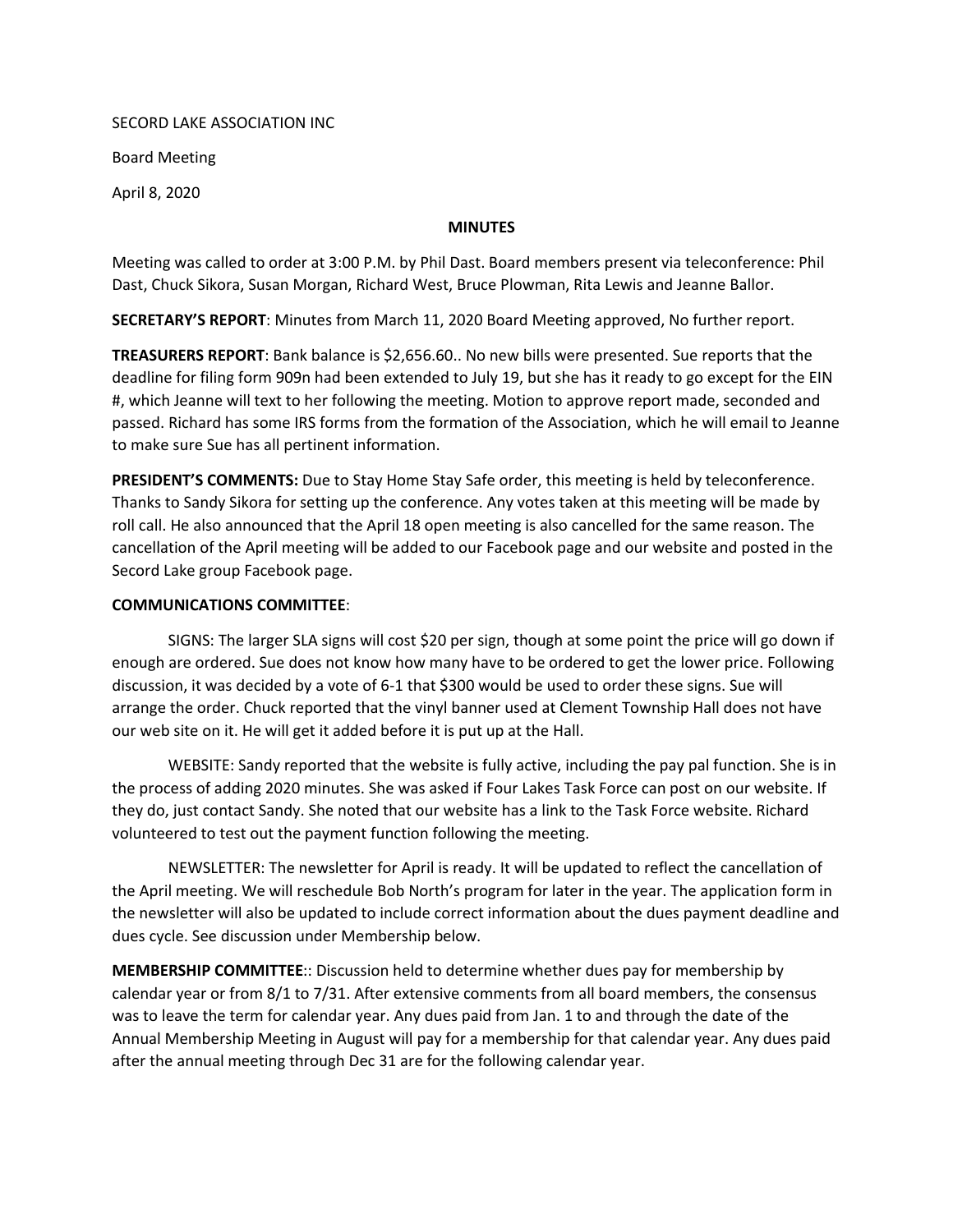SECORD LAKE ASSOCIATION INC

Board Meeting

April 8, 2020

**MINUTES**

Meeting was called to order at 3:00 P.M. by Phil Dast. Board members present via teleconference: Phil Dast, Chuck Sikora, Susan Morgan, Richard West, Bruce Plowman, Rita Lewis and Jeanne Ballor.

**SECRETARY'S REPORT**: Minutes from March 11, 2020 Board Meeting approved, No further report.

**TREASURERS REPORT**: Bank balance is $2,656.60.. No new bills were presented. Sue reports that the deadline for filing form 909n had been extended to July 19, but she has it ready to go except for the EIN #, which Jeanne will text to her following the meeting. Motion to approve report made, seconded and passed. Richard has some IRS forms from the formation of the Association, which he will email to Jeanne to make sure Sue has all pertinent information.

**PRESIDENT'S COMMENTS:** Due to Stay Home Stay Safe order, this meeting is held by teleconference. Thanks to Sandy Sikora for setting up the conference. Any votes taken at this meeting will be made by roll call. He also announced that the April 18 open meeting is also cancelled for the same reason. The cancellation of the April meeting will be added to our Facebook page and our website and posted in the Secord Lake group Facebook page.

**COMMUNICATIONS COMMITTEE**:

SIGNS: The larger SLA signs will cost $20 per sign, though at some point the price will go down if enough are ordered. Sue does not know how many have to be ordered to get the lower price. Following discussion, it was decided by a vote of 6-1 that $300 would be used to order these signs. Sue will arrange the order. Chuck reported that the vinyl banner used at Clement Township Hall does not have our web site on it. He will get it added before it is put up at the Hall.

WEBSITE: Sandy reported that the website is fully active, including the pay pal function. She is in the process of adding 2020 minutes. She was asked if Four Lakes Task Force can post on our website. If they do, just contact Sandy. She noted that our website has a link to the Task Force website. Richard volunteered to test out the payment function following the meeting.

NEWSLETTER: The newsletter for April is ready. It will be updated to reflect the cancellation of the April meeting. We will reschedule Bob North's program for later in the year. The application form in the newsletter will also be updated to include correct information about the dues payment deadline and dues cycle. See discussion under Membership below.

**MEMBERSHIP COMMITTEE**:: Discussion held to determine whether dues pay for membership by calendar year or from 8/1 to 7/31. After extensive comments from all board members, the consensus was to leave the term for calendar year. Any dues paid from Jan. 1 to and through the date of the Annual Membership Meeting in August will pay for a membership for that calendar year. Any dues paid after the annual meeting through Dec 31 are for the following calendar year.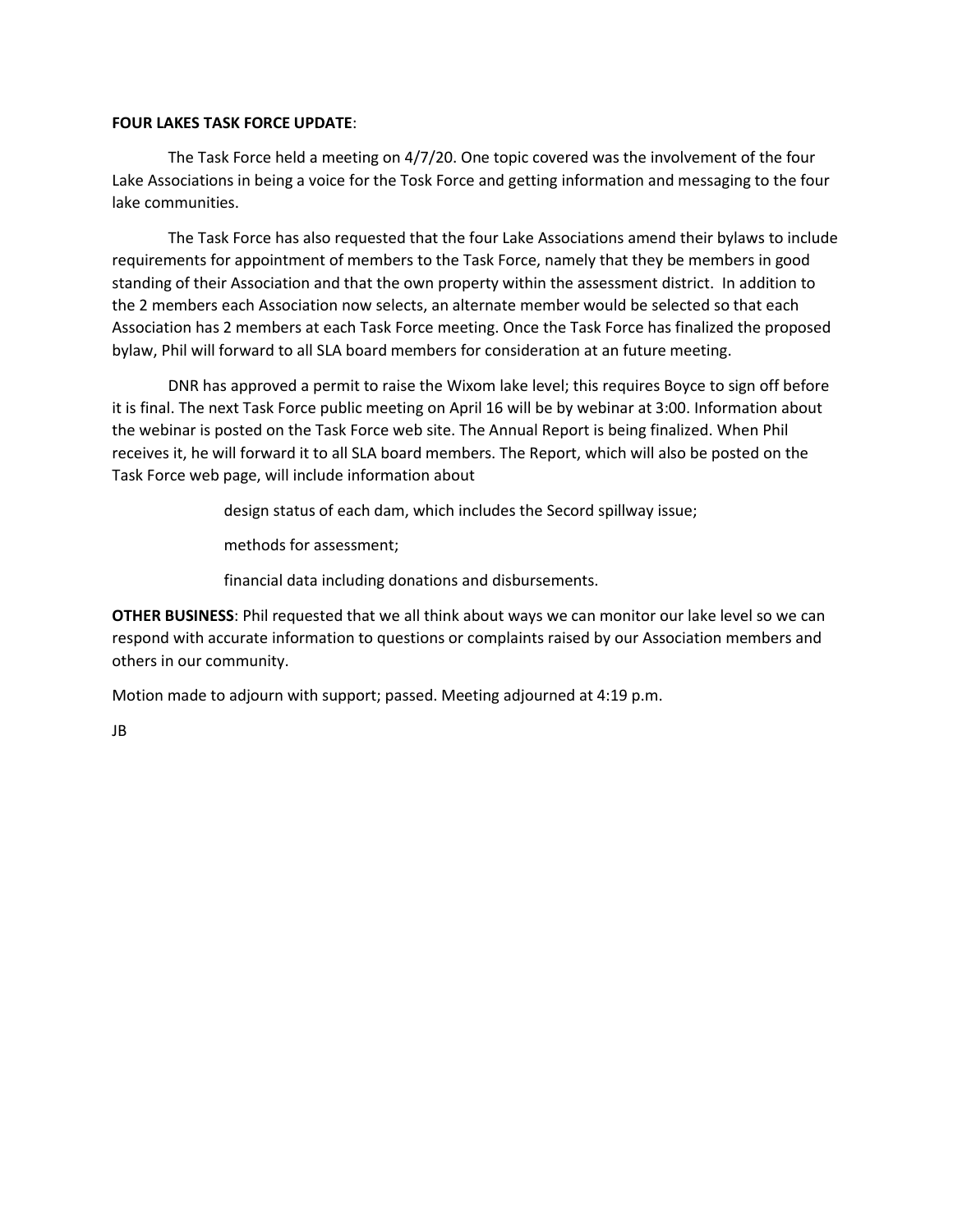**FOUR LAKES TASK FORCE UPDATE**:

The Task Force held a meeting on 4/7/20. One topic covered was the involvement of the four Lake Associations in being a voice for the Tosk Force and getting information and messaging to the four lake communities.

The Task Force has also requested that the four Lake Associations amend their bylaws to include requirements for appointment of members to the Task Force, namely that they be members in good standing of their Association and that the own property within the assessment district. In addition to the 2 members each Association now selects, an alternate member would be selected so that each Association has 2 members at each Task Force meeting. Once the Task Force has finalized the proposed bylaw, Phil will forward to all SLA board members for consideration at an future meeting.

DNR has approved a permit to raise the Wixom lake level; this requires Boyce to sign off before it is final. The next Task Force public meeting on April 16 will be by webinar at 3:00. Information about the webinar is posted on the Task Force web site. The Annual Report is being finalized. When Phil receives it, he will forward it to all SLA board members. The Report, which will also be posted on the Task Force web page, will include information about

design status of each dam, which includes the Secord spillway issue;

methods for assessment;

financial data including donations and disbursements.

**OTHER BUSINESS**: Phil requested that we all think about ways we can monitor our lake level so we can respond with accurate information to questions or complaints raised by our Association members and others in our community.

Motion made to adjourn with support; passed. Meeting adjourned at 4:19 p.m.

JB